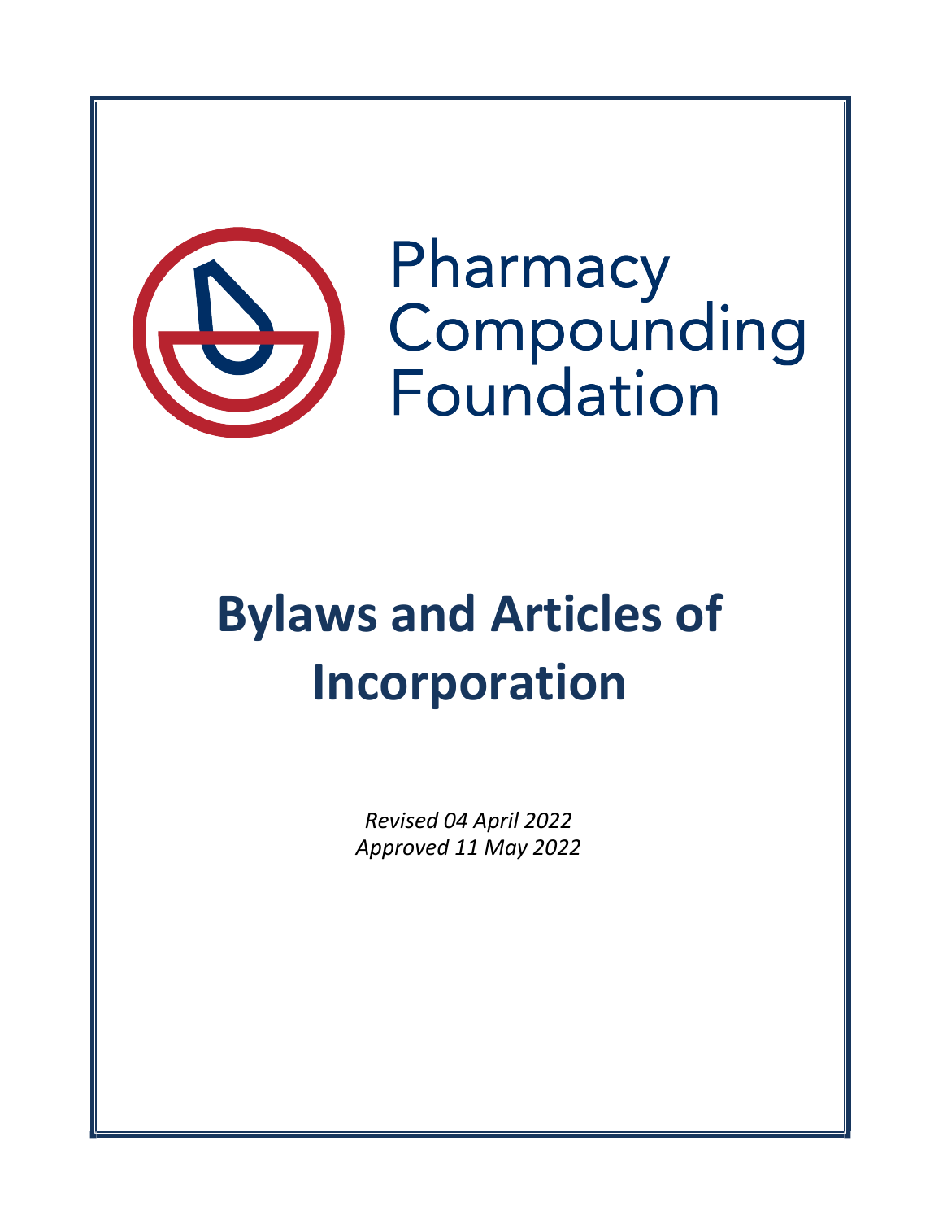Pharmacy Compounding Foundation

# Bylaws and Articles of Incorporation

*Revised 04 April 2022*
*Approved 11 May 2022*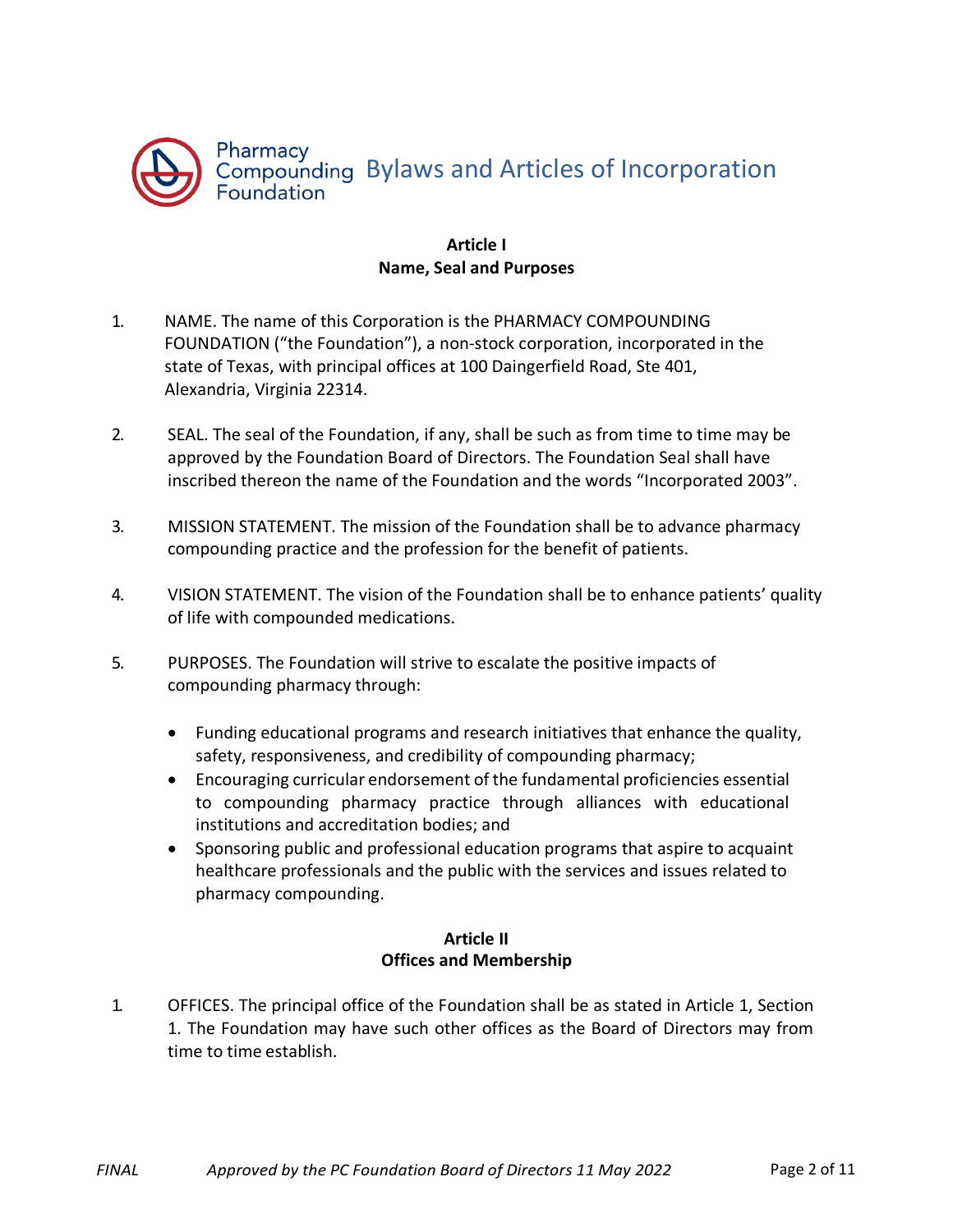## Article I
## Name, Seal and Purposes

1. NAME. The name of this Corporation is the PHARMACY COMPOUNDING FOUNDATION ("the Foundation"), a non-stock corporation, incorporated in the state of Texas, with principal offices at 100 Daingerfield Road, Ste 401, Alexandria, Virginia 22314.

2. SEAL. The seal of the Foundation, if any, shall be such as from time to time may be approved by the Foundation Board of Directors. The Foundation Seal shall have inscribed thereon the name of the Foundation and the words "Incorporated 2003".

3. MISSION STATEMENT. The mission of the Foundation shall be to advance pharmacy compounding practice and the profession for the benefit of patients.

4. VISION STATEMENT. The vision of the Foundation shall be to enhance patients' quality of life with compounded medications.

5. PURPOSES. The Foundation will strive to escalate the positive impacts of compounding pharmacy through:

   - Funding educational programs and research initiatives that enhance the quality, safety, responsiveness, and credibility of compounding pharmacy;
   - Encouraging curricular endorsement of the fundamental proficiencies essential to compounding pharmacy practice through alliances with educational institutions and accreditation bodies; and
   - Sponsoring public and professional education programs that aspire to acquaint healthcare professionals and the public with the services and issues related to pharmacy compounding.

## Article II
## Offices and Membership

1. OFFICES. The principal office of the Foundation shall be as stated in Article 1, Section 1. The Foundation may have such other offices as the Board of Directors may from time to time establish.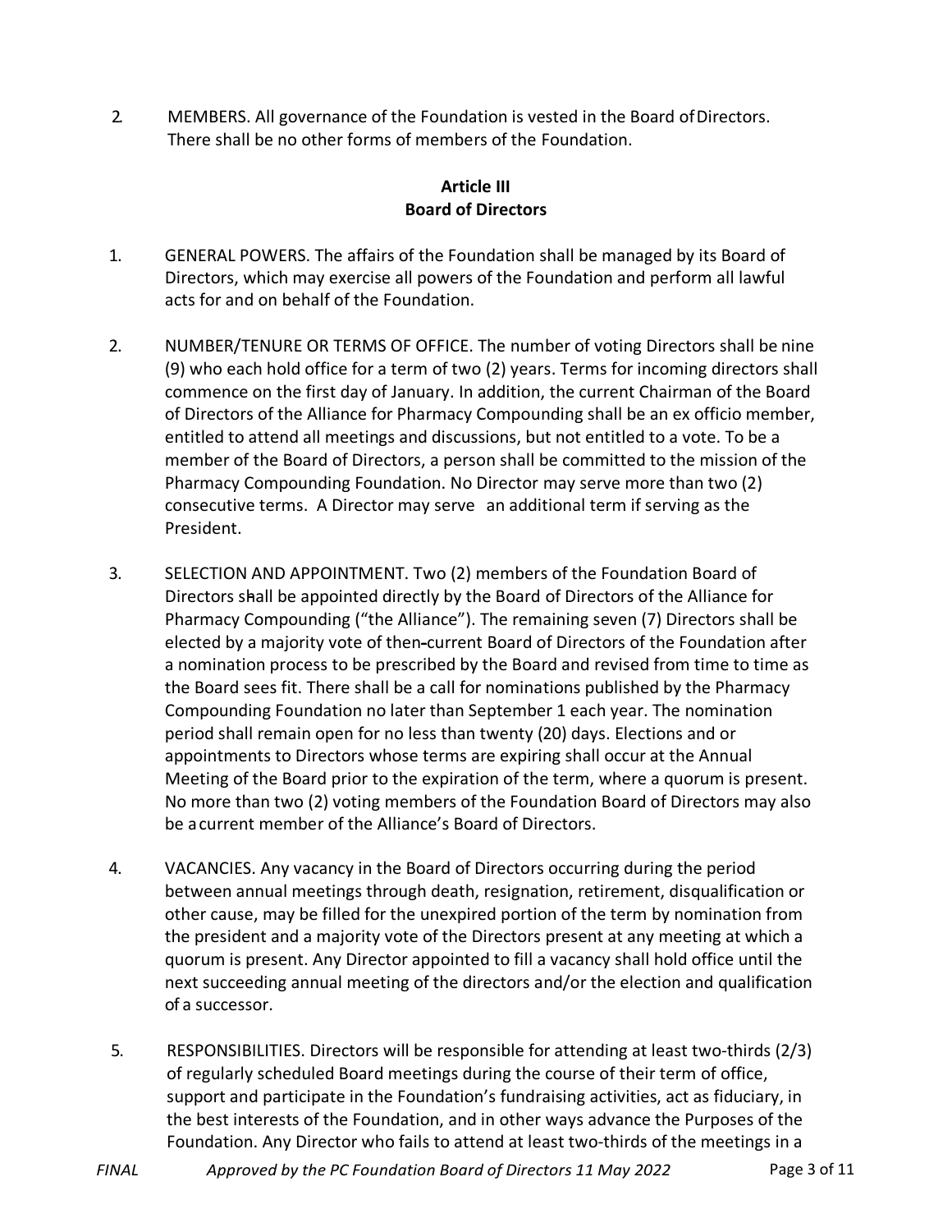2. MEMBERS. All governance of the Foundation is vested in the Board of Directors. There shall be no other forms of members of the Foundation.

## Article III
## Board of Directors

1. GENERAL POWERS. The affairs of the Foundation shall be managed by its Board of Directors, which may exercise all powers of the Foundation and perform all lawful acts for and on behalf of the Foundation.

2. NUMBER/TENURE OR TERMS OF OFFICE. The number of voting Directors shall be nine (9) who each hold office for a term of two (2) years. Terms for incoming directors shall commence on the first day of January. In addition, the current Chairman of the Board of Directors of the Alliance for Pharmacy Compounding shall be an ex officio member, entitled to attend all meetings and discussions, but not entitled to a vote. To be a member of the Board of Directors, a person shall be committed to the mission of the Pharmacy Compounding Foundation. No Director may serve more than two (2) consecutive terms. A Director may serve an additional term if serving as the President.

3. SELECTION AND APPOINTMENT. Two (2) members of the Foundation Board of Directors shall be appointed directly by the Board of Directors of the Alliance for Pharmacy Compounding ("the Alliance"). The remaining seven (7) Directors shall be elected by a majority vote of then-current Board of Directors of the Foundation after a nomination process to be prescribed by the Board and revised from time to time as the Board sees fit. There shall be a call for nominations published by the Pharmacy Compounding Foundation no later than September 1 each year. The nomination period shall remain open for no less than twenty (20) days. Elections and or appointments to Directors whose terms are expiring shall occur at the Annual Meeting of the Board prior to the expiration of the term, where a quorum is present. No more than two (2) voting members of the Foundation Board of Directors may also be a current member of the Alliance's Board of Directors.

4. VACANCIES. Any vacancy in the Board of Directors occurring during the period between annual meetings through death, resignation, retirement, disqualification or other cause, may be filled for the unexpired portion of the term by nomination from the president and a majority vote of the Directors present at any meeting at which a quorum is present. Any Director appointed to fill a vacancy shall hold office until the next succeeding annual meeting of the directors and/or the election and qualification of a successor.

5. RESPONSIBILITIES. Directors will be responsible for attending at least two-thirds (2/3) of regularly scheduled Board meetings during the course of their term of office, support and participate in the Foundation's fundraising activities, act as fiduciary, in the best interests of the Foundation, and in other ways advance the Purposes of the Foundation. Any Director who fails to attend at least two-thirds of the meetings in a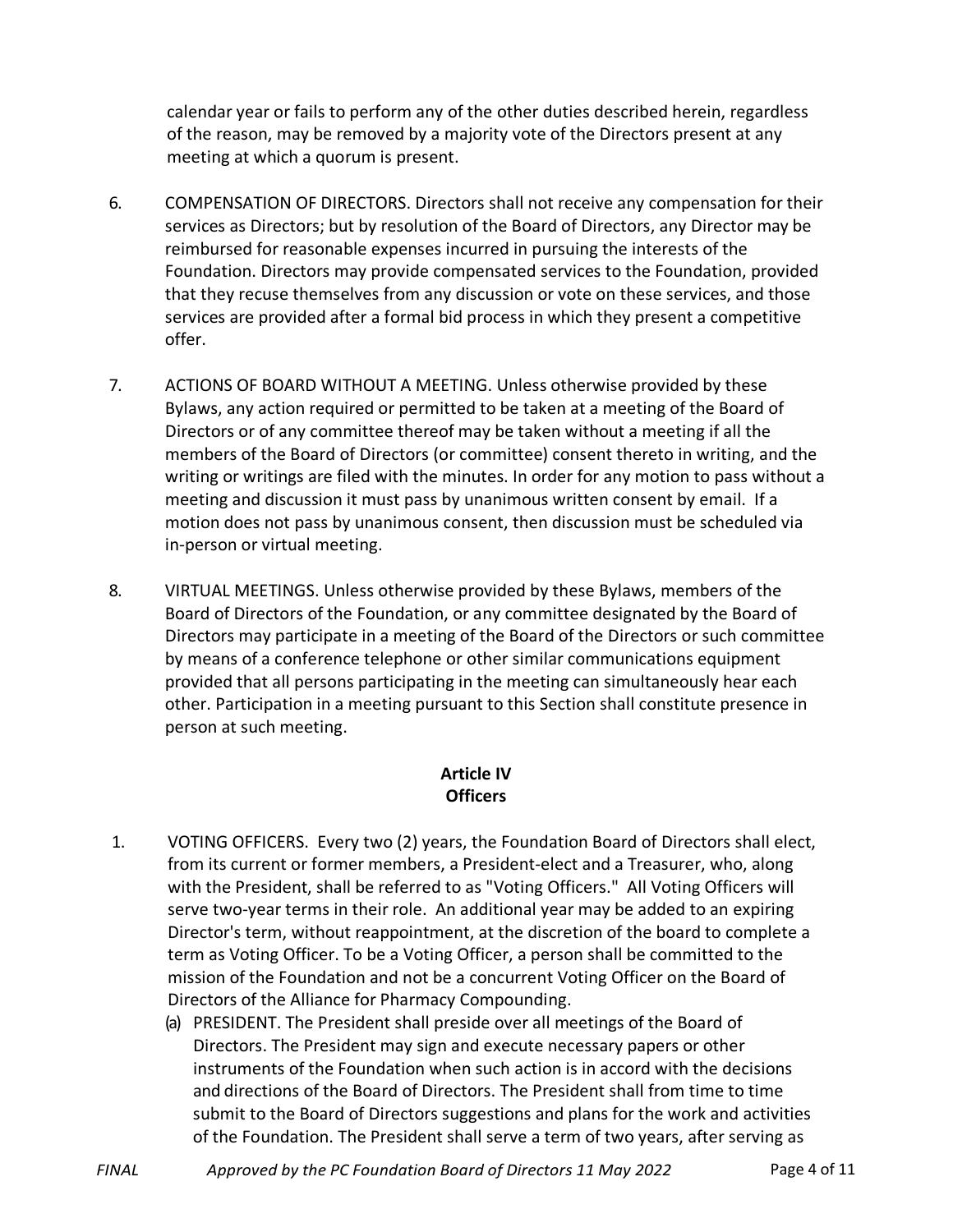calendar year or fails to perform any of the other duties described herein, regardless of the reason, may be removed by a majority vote of the Directors present at any meeting at which a quorum is present.

6. COMPENSATION OF DIRECTORS. Directors shall not receive any compensation for their services as Directors; but by resolution of the Board of Directors, any Director may be reimbursed for reasonable expenses incurred in pursuing the interests of the Foundation. Directors may provide compensated services to the Foundation, provided that they recuse themselves from any discussion or vote on these services, and those services are provided after a formal bid process in which they present a competitive offer.

7. ACTIONS OF BOARD WITHOUT A MEETING. Unless otherwise provided by these Bylaws, any action required or permitted to be taken at a meeting of the Board of Directors or of any committee thereof may be taken without a meeting if all the members of the Board of Directors (or committee) consent thereto in writing, and the writing or writings are filed with the minutes. In order for any motion to pass without a meeting and discussion it must pass by unanimous written consent by email. If a motion does not pass by unanimous consent, then discussion must be scheduled via in-person or virtual meeting.

8. VIRTUAL MEETINGS. Unless otherwise provided by these Bylaws, members of the Board of Directors of the Foundation, or any committee designated by the Board of Directors may participate in a meeting of the Board of the Directors or such committee by means of a conference telephone or other similar communications equipment provided that all persons participating in the meeting can simultaneously hear each other. Participation in a meeting pursuant to this Section shall constitute presence in person at such meeting.

## Article IV
## Officers

1. VOTING OFFICERS. Every two (2) years, the Foundation Board of Directors shall elect, from its current or former members, a President-elect and a Treasurer, who, along with the President, shall be referred to as "Voting Officers." All Voting Officers will serve two-year terms in their role. An additional year may be added to an expiring Director's term, without reappointment, at the discretion of the board to complete a term as Voting Officer. To be a Voting Officer, a person shall be committed to the mission of the Foundation and not be a concurrent Voting Officer on the Board of Directors of the Alliance for Pharmacy Compounding.
   (a) PRESIDENT. The President shall preside over all meetings of the Board of Directors. The President may sign and execute necessary papers or other instruments of the Foundation when such action is in accord with the decisions and directions of the Board of Directors. The President shall from time to time submit to the Board of Directors suggestions and plans for the work and activities of the Foundation. The President shall serve a term of two years, after serving as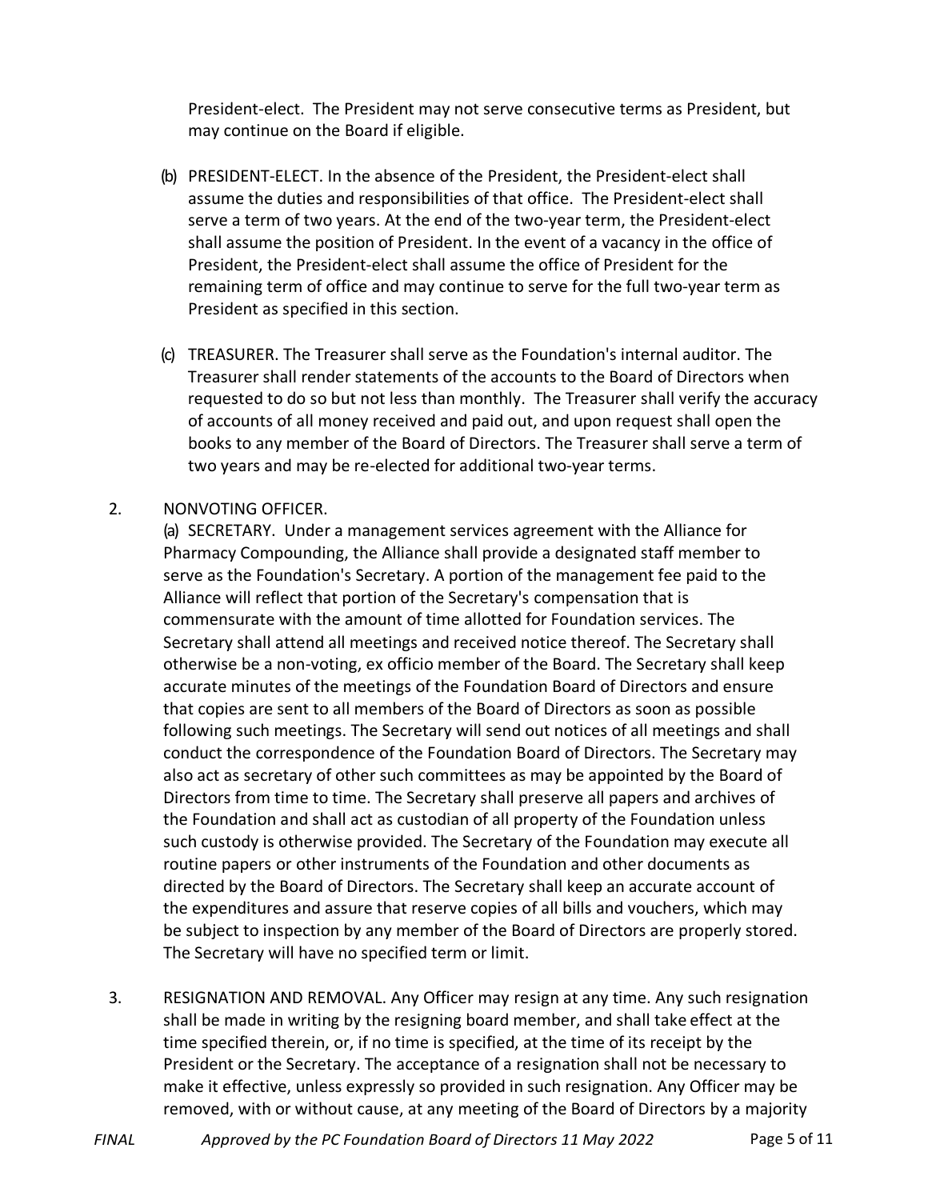President-elect. The President may not serve consecutive terms as President, but may continue on the Board if eligible.

(b) PRESIDENT-ELECT. In the absence of the President, the President-elect shall assume the duties and responsibilities of that office. The President-elect shall serve a term of two years. At the end of the two-year term, the President-elect shall assume the position of President. In the event of a vacancy in the office of President, the President-elect shall assume the office of President for the remaining term of office and may continue to serve for the full two-year term as President as specified in this section.

(c) TREASURER. The Treasurer shall serve as the Foundation's internal auditor. The Treasurer shall render statements of the accounts to the Board of Directors when requested to do so but not less than monthly. The Treasurer shall verify the accuracy of accounts of all money received and paid out, and upon request shall open the books to any member of the Board of Directors. The Treasurer shall serve a term of two years and may be re-elected for additional two-year terms.

2. NONVOTING OFFICER.

(a) SECRETARY. Under a management services agreement with the Alliance for Pharmacy Compounding, the Alliance shall provide a designated staff member to serve as the Foundation's Secretary. A portion of the management fee paid to the Alliance will reflect that portion of the Secretary's compensation that is commensurate with the amount of time allotted for Foundation services. The Secretary shall attend all meetings and received notice thereof. The Secretary shall otherwise be a non-voting, ex officio member of the Board. The Secretary shall keep accurate minutes of the meetings of the Foundation Board of Directors and ensure that copies are sent to all members of the Board of Directors as soon as possible following such meetings. The Secretary will send out notices of all meetings and shall conduct the correspondence of the Foundation Board of Directors. The Secretary may also act as secretary of other such committees as may be appointed by the Board of Directors from time to time. The Secretary shall preserve all papers and archives of the Foundation and shall act as custodian of all property of the Foundation unless such custody is otherwise provided. The Secretary of the Foundation may execute all routine papers or other instruments of the Foundation and other documents as directed by the Board of Directors. The Secretary shall keep an accurate account of the expenditures and assure that reserve copies of all bills and vouchers, which may be subject to inspection by any member of the Board of Directors are properly stored. The Secretary will have no specified term or limit.

3. RESIGNATION AND REMOVAL. Any Officer may resign at any time. Any such resignation shall be made in writing by the resigning board member, and shall take effect at the time specified therein, or, if no time is specified, at the time of its receipt by the President or the Secretary. The acceptance of a resignation shall not be necessary to make it effective, unless expressly so provided in such resignation. Any Officer may be removed, with or without cause, at any meeting of the Board of Directors by a majority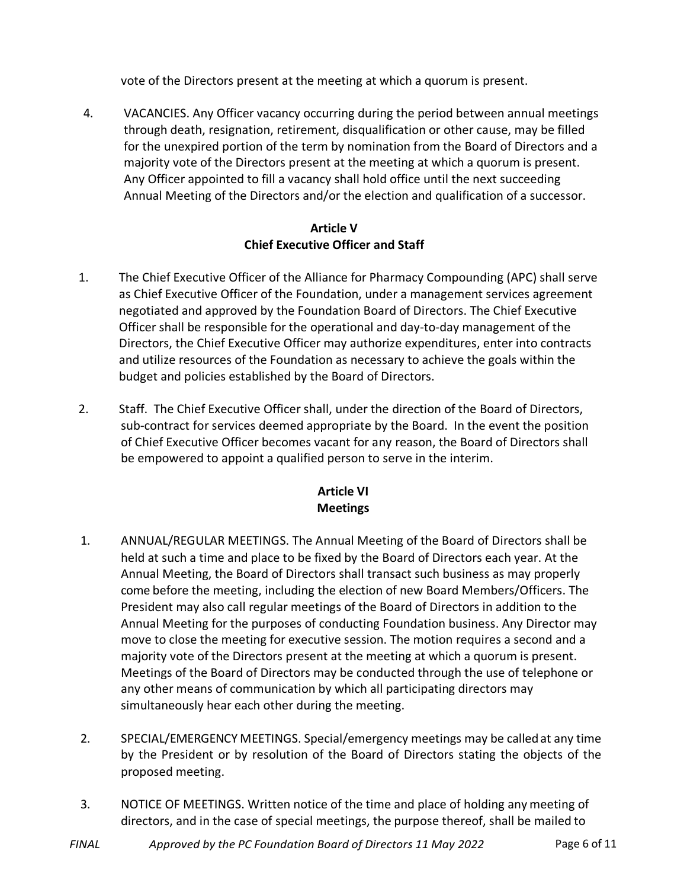vote of the Directors present at the meeting at which a quorum is present.

4. VACANCIES. Any Officer vacancy occurring during the period between annual meetings through death, resignation, retirement, disqualification or other cause, may be filled for the unexpired portion of the term by nomination from the Board of Directors and a majority vote of the Directors present at the meeting at which a quorum is present. Any Officer appointed to fill a vacancy shall hold office until the next succeeding Annual Meeting of the Directors and/or the election and qualification of a successor.

## Article V
## Chief Executive Officer and Staff

1. The Chief Executive Officer of the Alliance for Pharmacy Compounding (APC) shall serve as Chief Executive Officer of the Foundation, under a management services agreement negotiated and approved by the Foundation Board of Directors. The Chief Executive Officer shall be responsible for the operational and day-to-day management of the Directors, the Chief Executive Officer may authorize expenditures, enter into contracts and utilize resources of the Foundation as necessary to achieve the goals within the budget and policies established by the Board of Directors.

2. Staff. The Chief Executive Officer shall, under the direction of the Board of Directors, sub-contract for services deemed appropriate by the Board. In the event the position of Chief Executive Officer becomes vacant for any reason, the Board of Directors shall be empowered to appoint a qualified person to serve in the interim.

## Article VI
## Meetings

1. ANNUAL/REGULAR MEETINGS. The Annual Meeting of the Board of Directors shall be held at such a time and place to be fixed by the Board of Directors each year. At the Annual Meeting, the Board of Directors shall transact such business as may properly come before the meeting, including the election of new Board Members/Officers. The President may also call regular meetings of the Board of Directors in addition to the Annual Meeting for the purposes of conducting Foundation business. Any Director may move to close the meeting for executive session. The motion requires a second and a majority vote of the Directors present at the meeting at which a quorum is present. Meetings of the Board of Directors may be conducted through the use of telephone or any other means of communication by which all participating directors may simultaneously hear each other during the meeting.

2. SPECIAL/EMERGENCY MEETINGS. Special/emergency meetings may be called at any time by the President or by resolution of the Board of Directors stating the objects of the proposed meeting.

3. NOTICE OF MEETINGS. Written notice of the time and place of holding any meeting of directors, and in the case of special meetings, the purpose thereof, shall be mailed to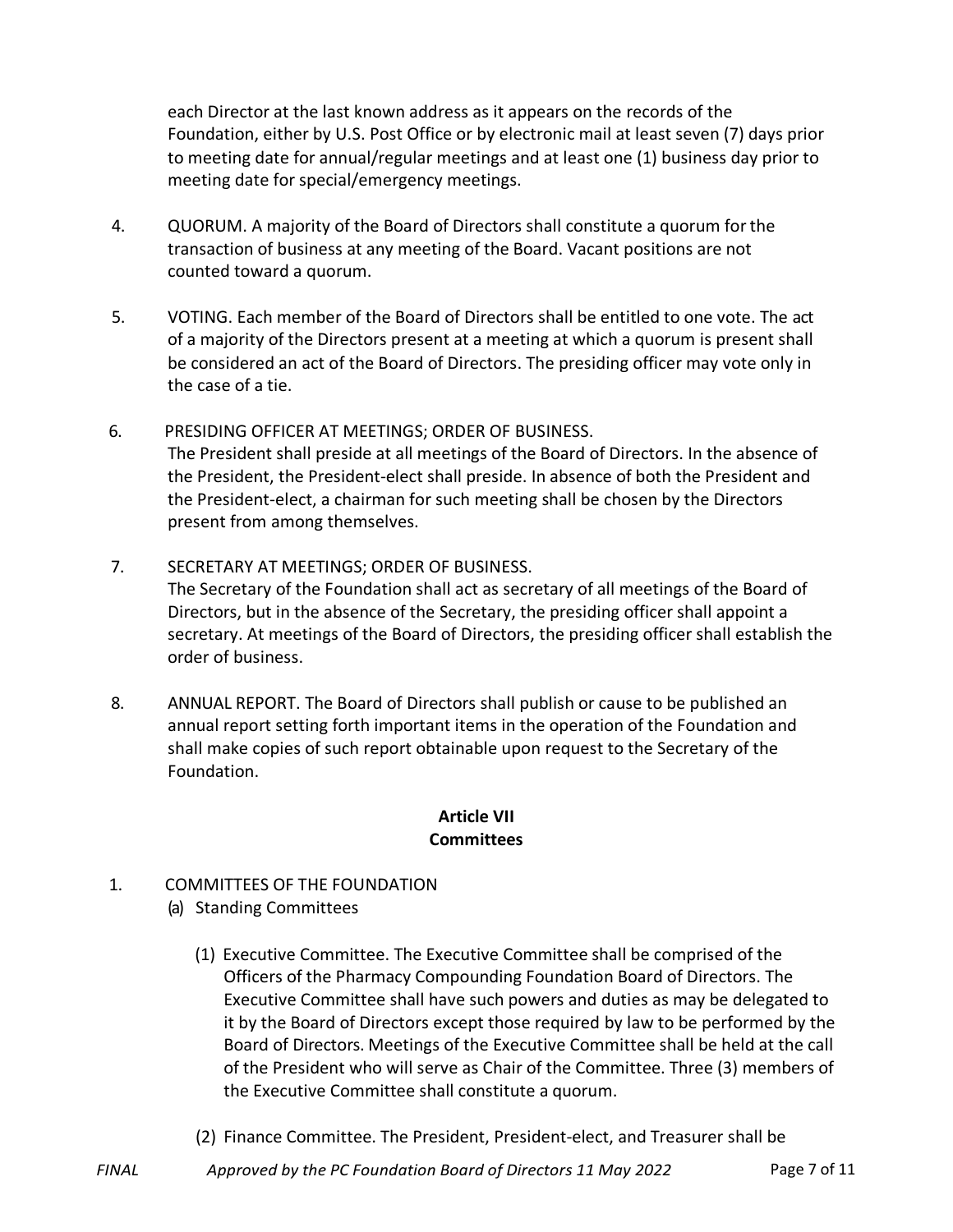each Director at the last known address as it appears on the records of the Foundation, either by U.S. Post Office or by electronic mail at least seven (7) days prior to meeting date for annual/regular meetings and at least one (1) business day prior to meeting date for special/emergency meetings.

4. QUORUM. A majority of the Board of Directors shall constitute a quorum for the transaction of business at any meeting of the Board. Vacant positions are not counted toward a quorum.

5. VOTING. Each member of the Board of Directors shall be entitled to one vote. The act of a majority of the Directors present at a meeting at which a quorum is present shall be considered an act of the Board of Directors. The presiding officer may vote only in the case of a tie.

6. PRESIDING OFFICER AT MEETINGS; ORDER OF BUSINESS.
   The President shall preside at all meetings of the Board of Directors. In the absence of the President, the President-elect shall preside. In absence of both the President and the President-elect, a chairman for such meeting shall be chosen by the Directors present from among themselves.

7. SECRETARY AT MEETINGS; ORDER OF BUSINESS.
   The Secretary of the Foundation shall act as secretary of all meetings of the Board of Directors, but in the absence of the Secretary, the presiding officer shall appoint a secretary. At meetings of the Board of Directors, the presiding officer shall establish the order of business.

8. ANNUAL REPORT. The Board of Directors shall publish or cause to be published an annual report setting forth important items in the operation of the Foundation and shall make copies of such report obtainable upon request to the Secretary of the Foundation.

## Article VII
## Committees

1. COMMITTEES OF THE FOUNDATION
   (a) Standing Committees

      (1) Executive Committee. The Executive Committee shall be comprised of the Officers of the Pharmacy Compounding Foundation Board of Directors. The Executive Committee shall have such powers and duties as may be delegated to it by the Board of Directors except those required by law to be performed by the Board of Directors. Meetings of the Executive Committee shall be held at the call of the President who will serve as Chair of the Committee. Three (3) members of the Executive Committee shall constitute a quorum.

      (2) Finance Committee. The President, President-elect, and Treasurer shall be

*FINAL Approved by the PC Foundation Board of Directors 11 May 2022*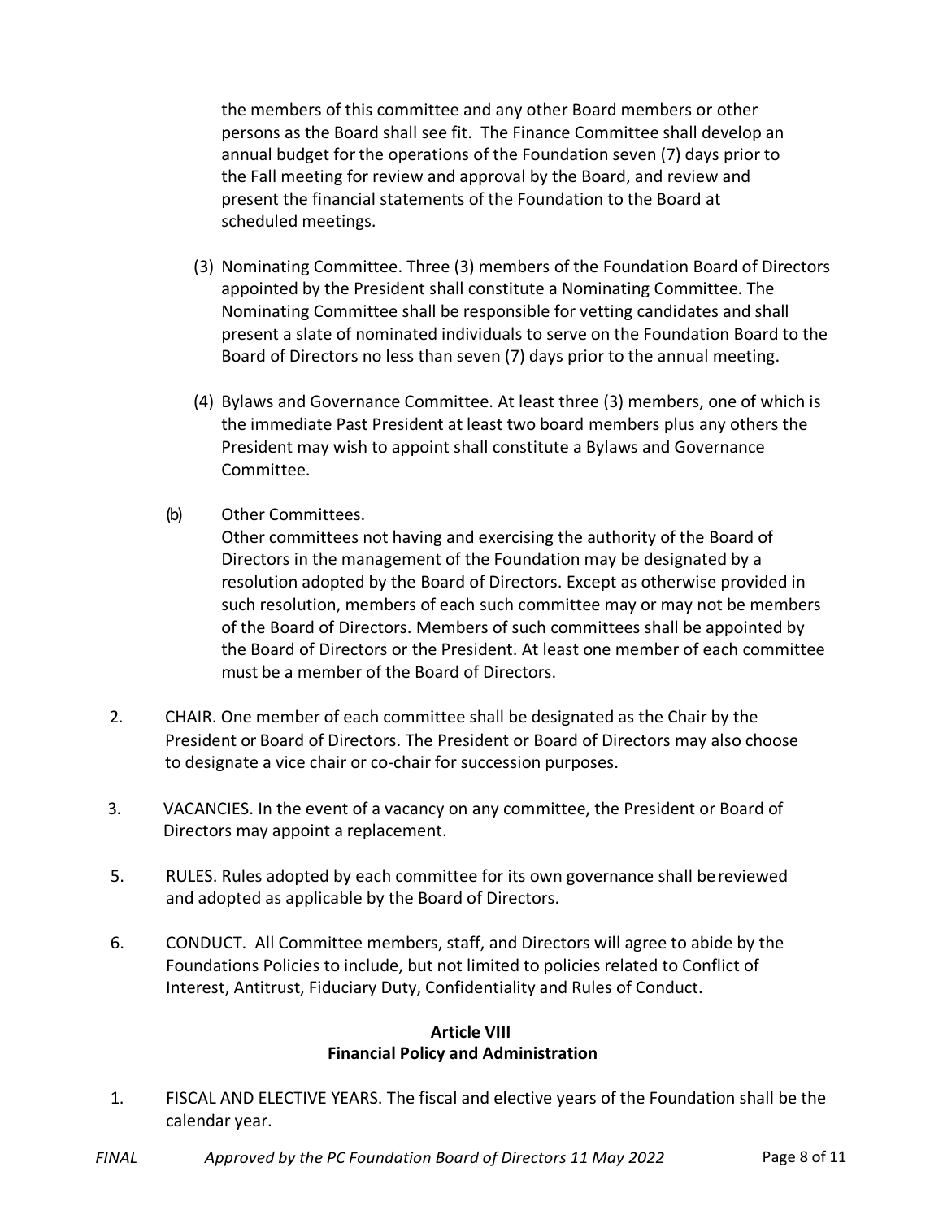the members of this committee and any other Board members or other persons as the Board shall see fit. The Finance Committee shall develop an annual budget for the operations of the Foundation seven (7) days prior to the Fall meeting for review and approval by the Board, and review and present the financial statements of the Foundation to the Board at scheduled meetings.

(3) Nominating Committee. Three (3) members of the Foundation Board of Directors appointed by the President shall constitute a Nominating Committee. The Nominating Committee shall be responsible for vetting candidates and shall present a slate of nominated individuals to serve on the Foundation Board to the Board of Directors no less than seven (7) days prior to the annual meeting.

(4) Bylaws and Governance Committee. At least three (3) members, one of which is the immediate Past President at least two board members plus any others the President may wish to appoint shall constitute a Bylaws and Governance Committee.

(b) Other Committees.
Other committees not having and exercising the authority of the Board of Directors in the management of the Foundation may be designated by a resolution adopted by the Board of Directors. Except as otherwise provided in such resolution, members of each such committee may or may not be members of the Board of Directors. Members of such committees shall be appointed by the Board of Directors or the President. At least one member of each committee must be a member of the Board of Directors.

2. CHAIR. One member of each committee shall be designated as the Chair by the President or Board of Directors. The President or Board of Directors may also choose to designate a vice chair or co-chair for succession purposes.

3. VACANCIES. In the event of a vacancy on any committee, the President or Board of Directors may appoint a replacement.

5. RULES. Rules adopted by each committee for its own governance shall be reviewed and adopted as applicable by the Board of Directors.

6. CONDUCT. All Committee members, staff, and Directors will agree to abide by the Foundations Policies to include, but not limited to policies related to Conflict of Interest, Antitrust, Fiduciary Duty, Confidentiality and Rules of Conduct.

## Article VIII
## Financial Policy and Administration

1. FISCAL AND ELECTIVE YEARS. The fiscal and elective years of the Foundation shall be the calendar year.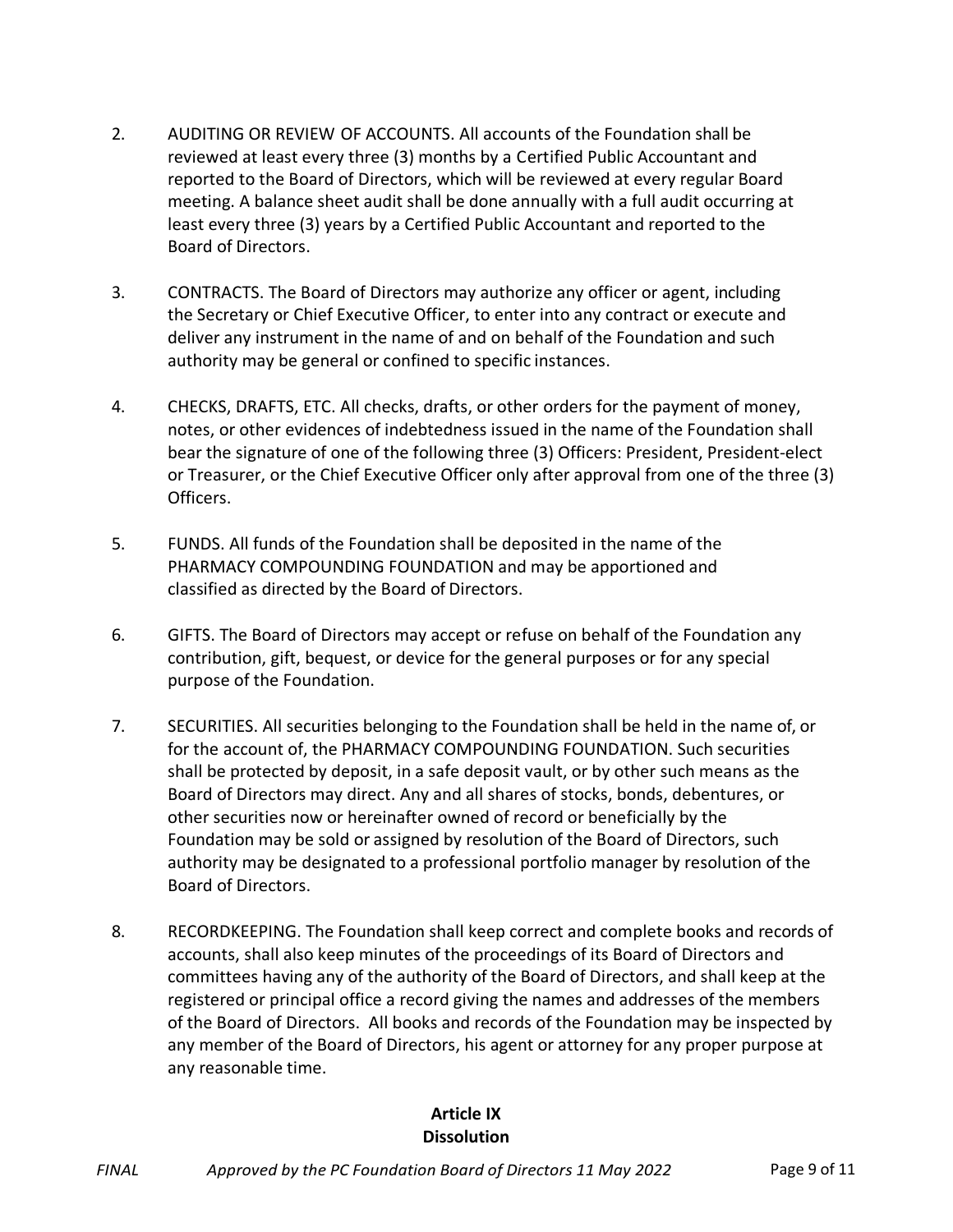2. AUDITING OR REVIEW OF ACCOUNTS. All accounts of the Foundation shall be reviewed at least every three (3) months by a Certified Public Accountant and reported to the Board of Directors, which will be reviewed at every regular Board meeting. A balance sheet audit shall be done annually with a full audit occurring at least every three (3) years by a Certified Public Accountant and reported to the Board of Directors.

3. CONTRACTS. The Board of Directors may authorize any officer or agent, including the Secretary or Chief Executive Officer, to enter into any contract or execute and deliver any instrument in the name of and on behalf of the Foundation and such authority may be general or confined to specific instances.

4. CHECKS, DRAFTS, ETC. All checks, drafts, or other orders for the payment of money, notes, or other evidences of indebtedness issued in the name of the Foundation shall bear the signature of one of the following three (3) Officers: President, President-elect or Treasurer, or the Chief Executive Officer only after approval from one of the three (3) Officers.

5. FUNDS. All funds of the Foundation shall be deposited in the name of the PHARMACY COMPOUNDING FOUNDATION and may be apportioned and classified as directed by the Board of Directors.

6. GIFTS. The Board of Directors may accept or refuse on behalf of the Foundation any contribution, gift, bequest, or device for the general purposes or for any special purpose of the Foundation.

7. SECURITIES. All securities belonging to the Foundation shall be held in the name of, or for the account of, the PHARMACY COMPOUNDING FOUNDATION. Such securities shall be protected by deposit, in a safe deposit vault, or by other such means as the Board of Directors may direct. Any and all shares of stocks, bonds, debentures, or other securities now or hereinafter owned of record or beneficially by the Foundation may be sold or assigned by resolution of the Board of Directors, such authority may be designated to a professional portfolio manager by resolution of the Board of Directors.

8. RECORDKEEPING. The Foundation shall keep correct and complete books and records of accounts, shall also keep minutes of the proceedings of its Board of Directors and committees having any of the authority of the Board of Directors, and shall keep at the registered or principal office a record giving the names and addresses of the members of the Board of Directors. All books and records of the Foundation may be inspected by any member of the Board of Directors, his agent or attorney for any proper purpose at any reasonable time.

## Article IX
## Dissolution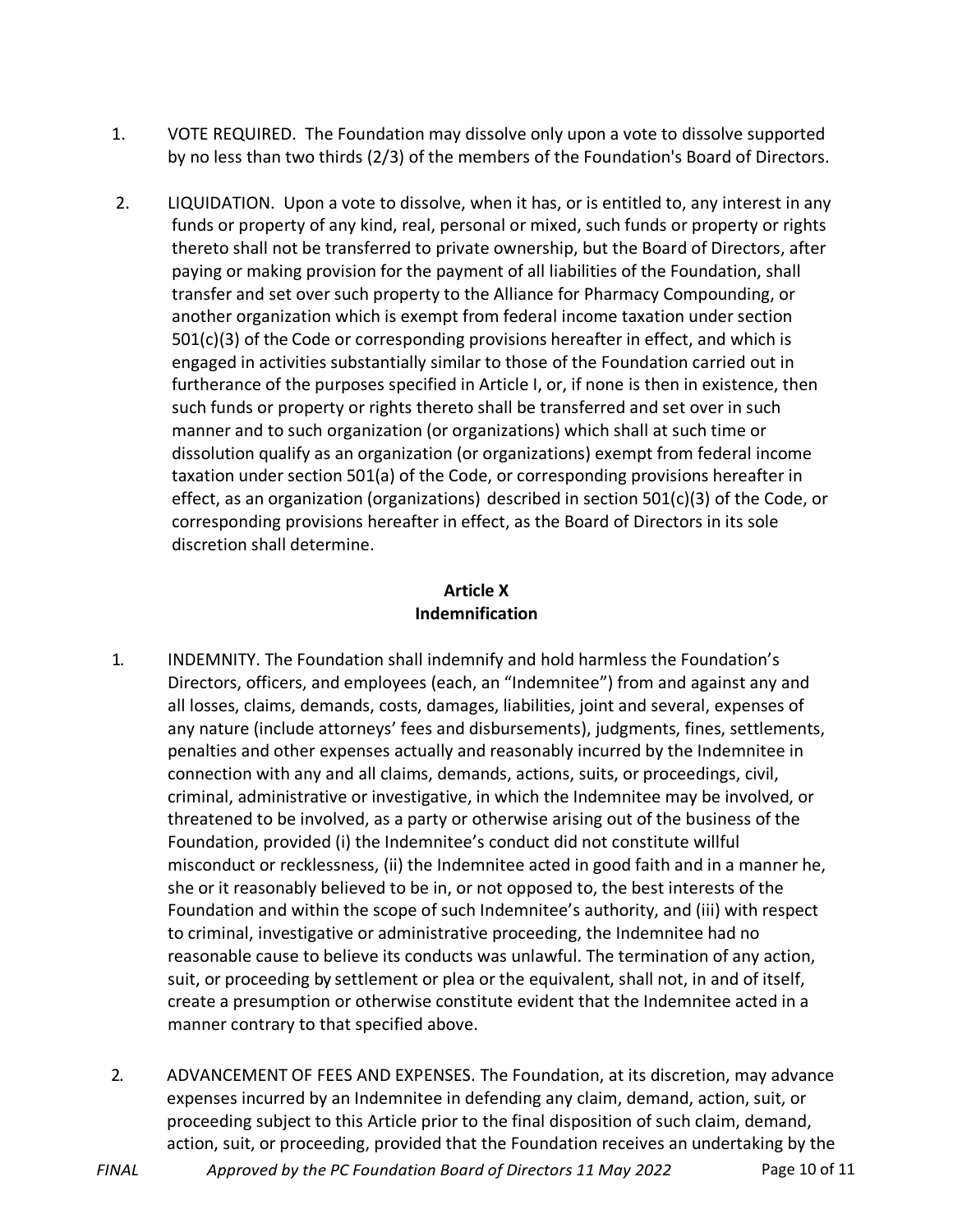1. VOTE REQUIRED. The Foundation may dissolve only upon a vote to dissolve supported by no less than two thirds (2/3) of the members of the Foundation's Board of Directors.

2. LIQUIDATION. Upon a vote to dissolve, when it has, or is entitled to, any interest in any funds or property of any kind, real, personal or mixed, such funds or property or rights thereto shall not be transferred to private ownership, but the Board of Directors, after paying or making provision for the payment of all liabilities of the Foundation, shall transfer and set over such property to the Alliance for Pharmacy Compounding, or another organization which is exempt from federal income taxation under section 501(c)(3) of the Code or corresponding provisions hereafter in effect, and which is engaged in activities substantially similar to those of the Foundation carried out in furtherance of the purposes specified in Article I, or, if none is then in existence, then such funds or property or rights thereto shall be transferred and set over in such manner and to such organization (or organizations) which shall at such time or dissolution qualify as an organization (or organizations) exempt from federal income taxation under section 501(a) of the Code, or corresponding provisions hereafter in effect, as an organization (organizations) described in section 501(c)(3) of the Code, or corresponding provisions hereafter in effect, as the Board of Directors in its sole discretion shall determine.

## Article X
## Indemnification

1. INDEMNITY. The Foundation shall indemnify and hold harmless the Foundation's Directors, officers, and employees (each, an "Indemnitee") from and against any and all losses, claims, demands, costs, damages, liabilities, joint and several, expenses of any nature (include attorneys' fees and disbursements), judgments, fines, settlements, penalties and other expenses actually and reasonably incurred by the Indemnitee in connection with any and all claims, demands, actions, suits, or proceedings, civil, criminal, administrative or investigative, in which the Indemnitee may be involved, or threatened to be involved, as a party or otherwise arising out of the business of the Foundation, provided (i) the Indemnitee's conduct did not constitute willful misconduct or recklessness, (ii) the Indemnitee acted in good faith and in a manner he, she or it reasonably believed to be in, or not opposed to, the best interests of the Foundation and within the scope of such Indemnitee's authority, and (iii) with respect to criminal, investigative or administrative proceeding, the Indemnitee had no reasonable cause to believe its conducts was unlawful. The termination of any action, suit, or proceeding by settlement or plea or the equivalent, shall not, in and of itself, create a presumption or otherwise constitute evident that the Indemnitee acted in a manner contrary to that specified above.

2. ADVANCEMENT OF FEES AND EXPENSES. The Foundation, at its discretion, may advance expenses incurred by an Indemnitee in defending any claim, demand, action, suit, or proceeding subject to this Article prior to the final disposition of such claim, demand, action, suit, or proceeding, provided that the Foundation receives an undertaking by the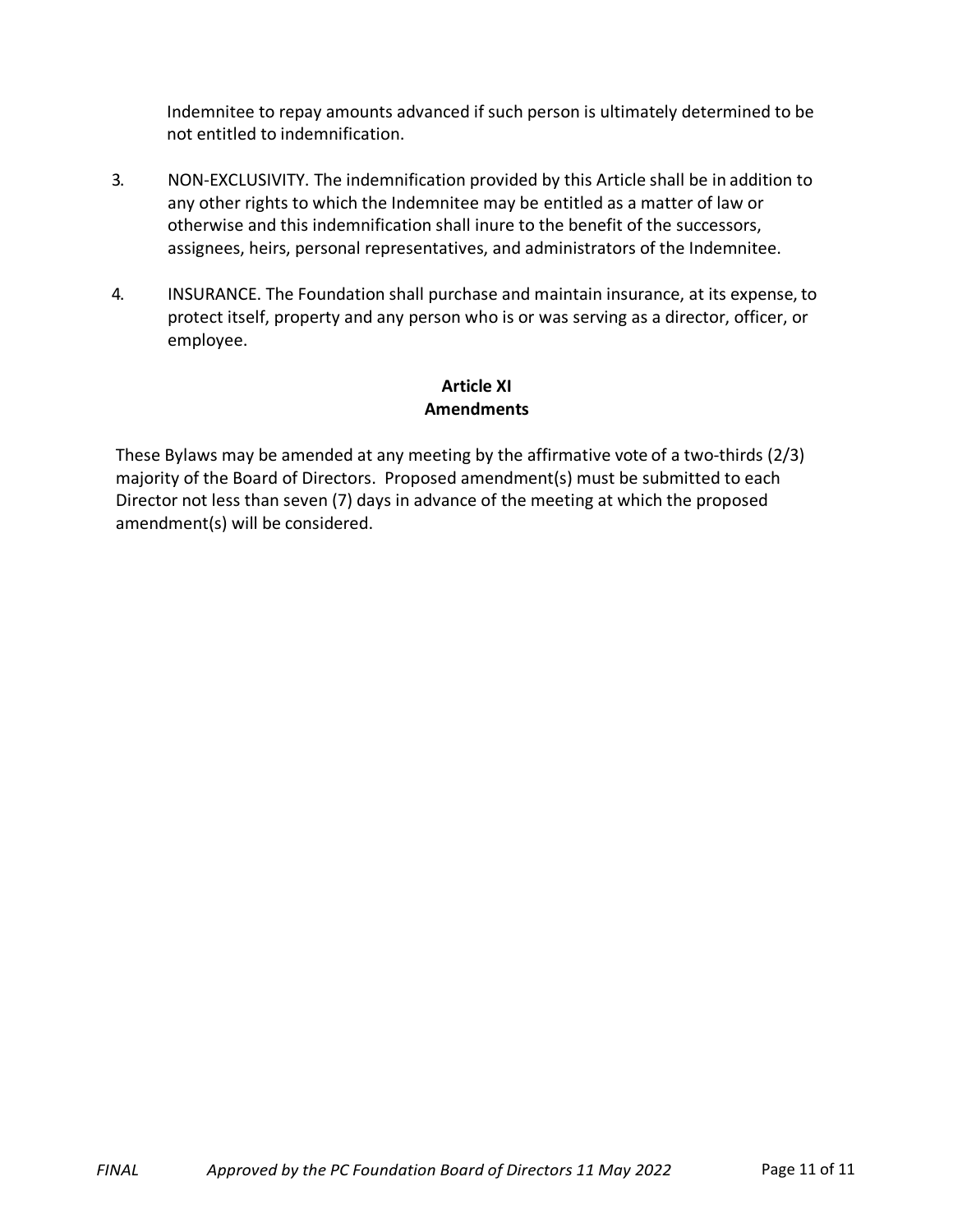Indemnitee to repay amounts advanced if such person is ultimately determined to be not entitled to indemnification.

3. NON-EXCLUSIVITY. The indemnification provided by this Article shall be in addition to any other rights to which the Indemnitee may be entitled as a matter of law or otherwise and this indemnification shall inure to the benefit of the successors, assignees, heirs, personal representatives, and administrators of the Indemnitee.

4. INSURANCE. The Foundation shall purchase and maintain insurance, at its expense, to protect itself, property and any person who is or was serving as a director, officer, or employee.

## Article XI
## Amendments

These Bylaws may be amended at any meeting by the affirmative vote of a two-thirds (2/3) majority of the Board of Directors. Proposed amendment(s) must be submitted to each Director not less than seven (7) days in advance of the meeting at which the proposed amendment(s) will be considered.